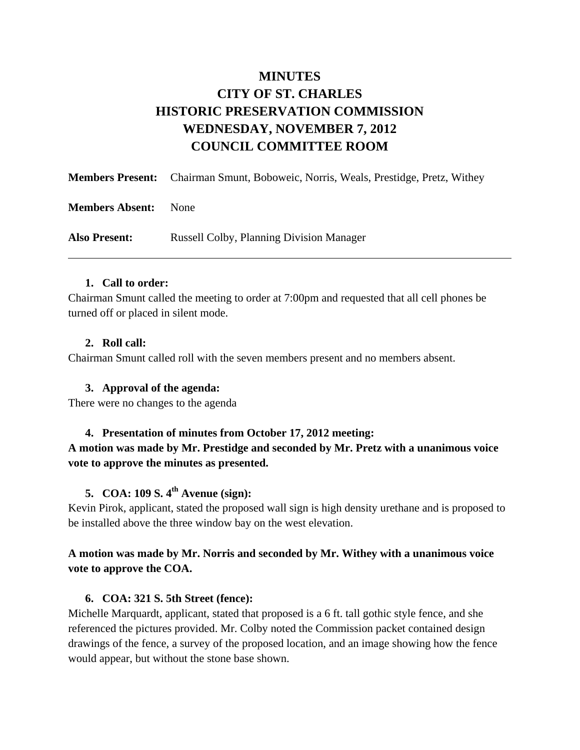# MINUTES
# CITY OF ST. CHARLES
# HISTORIC PRESERVATION COMMISSION
# WEDNESDAY, NOVEMBER 7, 2012
# COUNCIL COMMITTEE ROOM

**Members Present:** Chairman Smunt, Boboweic, Norris, Weals, Prestidge, Pretz, Withey

**Members Absent:** None

**Also Present:** Russell Colby, Planning Division Manager

---

1. **Call to order:**

Chairman Smunt called the meeting to order at 7:00pm and requested that all cell phones be turned off or placed in silent mode.

2. **Roll call:**

Chairman Smunt called roll with the seven members present and no members absent.

3. **Approval of the agenda:**

There were no changes to the agenda

4. **Presentation of minutes from October 17, 2012 meeting:**

**A motion was made by Mr. Prestidge and seconded by Mr. Pretz with a unanimous voice vote to approve the minutes as presented.**

5. **COA: 109 S. 4th Avenue (sign):**

Kevin Pirok, applicant, stated the proposed wall sign is high density urethane and is proposed to be installed above the three window bay on the west elevation.

**A motion was made by Mr. Norris and seconded by Mr. Withey with a unanimous voice vote to approve the COA.**

6. **COA: 321 S. 5th Street (fence):**

Michelle Marquardt, applicant, stated that proposed is a 6 ft. tall gothic style fence, and she referenced the pictures provided. Mr. Colby noted the Commission packet contained design drawings of the fence, a survey of the proposed location, and an image showing how the fence would appear, but without the stone base shown.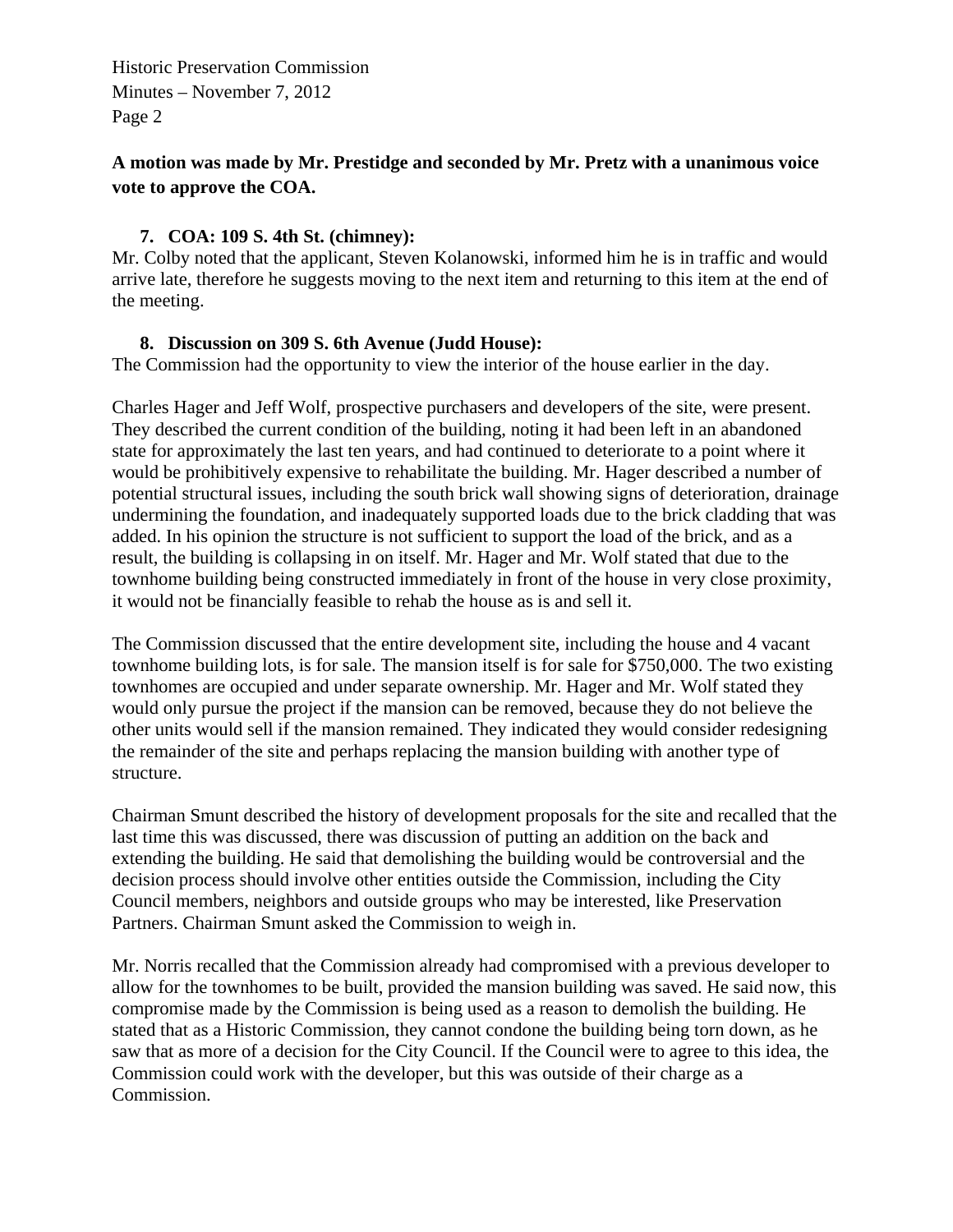**A motion was made by Mr. Prestidge and seconded by Mr. Pretz with a unanimous voice vote to approve the COA.**

7. **COA: 109 S. 4th St. (chimney):**

Mr. Colby noted that the applicant, Steven Kolanowski, informed him he is in traffic and would arrive late, therefore he suggests moving to the next item and returning to this item at the end of the meeting.

8. **Discussion on 309 S. 6th Avenue (Judd House):**

The Commission had the opportunity to view the interior of the house earlier in the day.

Charles Hager and Jeff Wolf, prospective purchasers and developers of the site, were present. They described the current condition of the building, noting it had been left in an abandoned state for approximately the last ten years, and had continued to deteriorate to a point where it would be prohibitively expensive to rehabilitate the building. Mr. Hager described a number of potential structural issues, including the south brick wall showing signs of deterioration, drainage undermining the foundation, and inadequately supported loads due to the brick cladding that was added. In his opinion the structure is not sufficient to support the load of the brick, and as a result, the building is collapsing in on itself. Mr. Hager and Mr. Wolf stated that due to the townhome building being constructed immediately in front of the house in very close proximity, it would not be financially feasible to rehab the house as is and sell it.

The Commission discussed that the entire development site, including the house and 4 vacant townhome building lots, is for sale. The mansion itself is for sale for $750,000. The two existing townhomes are occupied and under separate ownership. Mr. Hager and Mr. Wolf stated they would only pursue the project if the mansion can be removed, because they do not believe the other units would sell if the mansion remained. They indicated they would consider redesigning the remainder of the site and perhaps replacing the mansion building with another type of structure.

Chairman Smunt described the history of development proposals for the site and recalled that the last time this was discussed, there was discussion of putting an addition on the back and extending the building. He said that demolishing the building would be controversial and the decision process should involve other entities outside the Commission, including the City Council members, neighbors and outside groups who may be interested, like Preservation Partners. Chairman Smunt asked the Commission to weigh in.

Mr. Norris recalled that the Commission already had compromised with a previous developer to allow for the townhomes to be built, provided the mansion building was saved. He said now, this compromise made by the Commission is being used as a reason to demolish the building. He stated that as a Historic Commission, they cannot condone the building being torn down, as he saw that as more of a decision for the City Council. If the Council were to agree to this idea, the Commission could work with the developer, but this was outside of their charge as a Commission.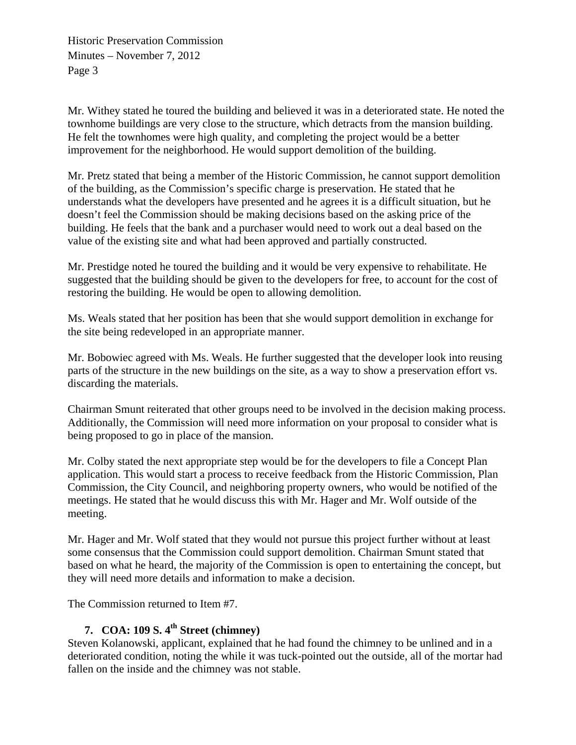Mr. Withey stated he toured the building and believed it was in a deteriorated state. He noted the townhome buildings are very close to the structure, which detracts from the mansion building. He felt the townhomes were high quality, and completing the project would be a better improvement for the neighborhood. He would support demolition of the building.

Mr. Pretz stated that being a member of the Historic Commission, he cannot support demolition of the building, as the Commission's specific charge is preservation. He stated that he understands what the developers have presented and he agrees it is a difficult situation, but he doesn't feel the Commission should be making decisions based on the asking price of the building. He feels that the bank and a purchaser would need to work out a deal based on the value of the existing site and what had been approved and partially constructed.

Mr. Prestidge noted he toured the building and it would be very expensive to rehabilitate. He suggested that the building should be given to the developers for free, to account for the cost of restoring the building. He would be open to allowing demolition.

Ms. Weals stated that her position has been that she would support demolition in exchange for the site being redeveloped in an appropriate manner.

Mr. Bobowiec agreed with Ms. Weals. He further suggested that the developer look into reusing parts of the structure in the new buildings on the site, as a way to show a preservation effort vs. discarding the materials.

Chairman Smunt reiterated that other groups need to be involved in the decision making process. Additionally, the Commission will need more information on your proposal to consider what is being proposed to go in place of the mansion.

Mr. Colby stated the next appropriate step would be for the developers to file a Concept Plan application. This would start a process to receive feedback from the Historic Commission, Plan Commission, the City Council, and neighboring property owners, who would be notified of the meetings. He stated that he would discuss this with Mr. Hager and Mr. Wolf outside of the meeting.

Mr. Hager and Mr. Wolf stated that they would not pursue this project further without at least some consensus that the Commission could support demolition. Chairman Smunt stated that based on what he heard, the majority of the Commission is open to entertaining the concept, but they will need more details and information to make a decision.

The Commission returned to Item #7.

## 7. COA: 109 S. 4th Street (chimney)

Steven Kolanowski, applicant, explained that he had found the chimney to be unlined and in a deteriorated condition, noting the while it was tuck-pointed out the outside, all of the mortar had fallen on the inside and the chimney was not stable.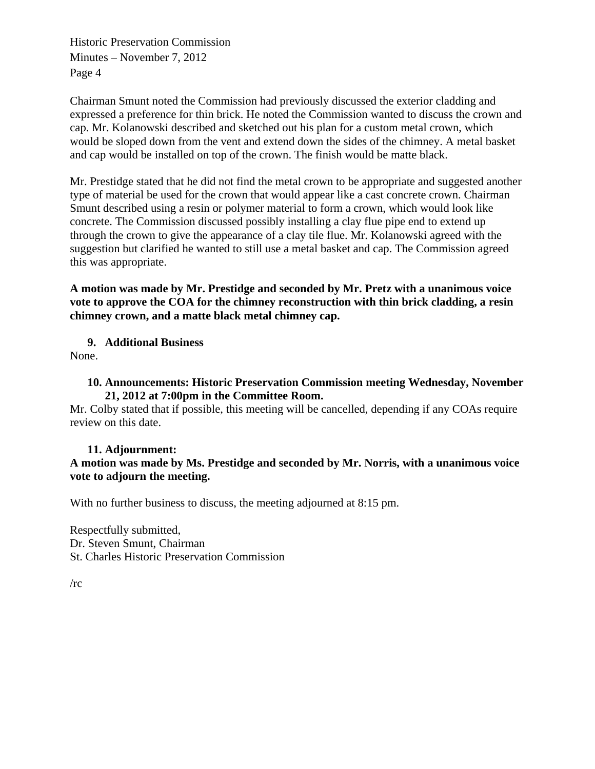Chairman Smunt noted the Commission had previously discussed the exterior cladding and expressed a preference for thin brick. He noted the Commission wanted to discuss the crown and cap. Mr. Kolanowski described and sketched out his plan for a custom metal crown, which would be sloped down from the vent and extend down the sides of the chimney. A metal basket and cap would be installed on top of the crown. The finish would be matte black.

Mr. Prestidge stated that he did not find the metal crown to be appropriate and suggested another type of material be used for the crown that would appear like a cast concrete crown. Chairman Smunt described using a resin or polymer material to form a crown, which would look like concrete. The Commission discussed possibly installing a clay flue pipe end to extend up through the crown to give the appearance of a clay tile flue. Mr. Kolanowski agreed with the suggestion but clarified he wanted to still use a metal basket and cap. The Commission agreed this was appropriate.

**A motion was made by Mr. Prestidge and seconded by Mr. Pretz with a unanimous voice vote to approve the COA for the chimney reconstruction with thin brick cladding, a resin chimney crown, and a matte black metal chimney cap.**

**9. Additional Business**

None.

**10. Announcements: Historic Preservation Commission meeting Wednesday, November 21, 2012 at 7:00pm in the Committee Room.**

Mr. Colby stated that if possible, this meeting will be cancelled, depending if any COAs require review on this date.

**11. Adjournment:**

**A motion was made by Ms. Prestidge and seconded by Mr. Norris, with a unanimous voice vote to adjourn the meeting.**

With no further business to discuss, the meeting adjourned at 8:15 pm.

Respectfully submitted,
Dr. Steven Smunt, Chairman
St. Charles Historic Preservation Commission

/rc